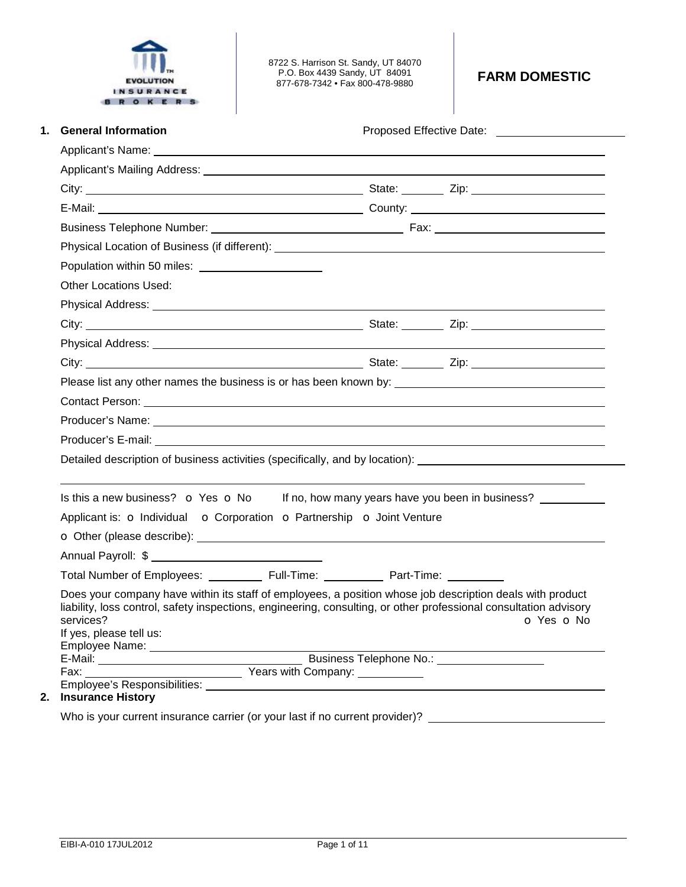EVOLUTION INSURANCE BROKERS

8722 S. Harrison St. Sandy, UT 84070
P.O. Box 4439 Sandy, UT 84091
877-678-7342 • Fax 800-478-9880

# FARM DOMESTIC

## 1. General Information

Proposed Effective Date: ____________________

Applicant's Name: ____________________

Applicant's Mailing Address: ____________________

City: ____________________ State: ________ Zip: ____________________

E-Mail: ____________________ County: ____________________

Business Telephone Number: ____________________ Fax: ____________________

Physical Location of Business (if different): ____________________

Population within 50 miles: ____________________

Other Locations Used:

Physical Address: ____________________

City: ____________________ State: ________ Zip: ____________________

Physical Address: ____________________

City: ____________________ State: ________ Zip: ____________________

Please list any other names the business is or has been known by: ____________________

Contact Person: ____________________

Producer's Name: ____________________

Producer's E-mail: ____________________

Detailed description of business activities (specifically, and by location): ____________________

____________________

Is this a new business? o Yes o No If no, how many years have you been in business? ________

Applicant is: o Individual o Corporation o Partnership o Joint Venture

o Other (please describe): ____________________

Annual Payroll: $ ____________________

Total Number of Employees: ________ Full-Time: ________ Part-Time: ________

Does your company have within its staff of employees, a position whose job description deals with product liability, loss control, safety inspections, engineering, consulting, or other professional consultation advisory services? o Yes o No

If yes, please tell us:

Employee Name: ____________________

E-Mail: ____________________ Business Telephone No.: ____________________

Fax: ____________________ Years with Company: ________

Employee's Responsibilities: ____________________

## 2. Insurance History

Who is your current insurance carrier (or your last if no current provider)? ____________________

EIBI-A-010 17JUL2012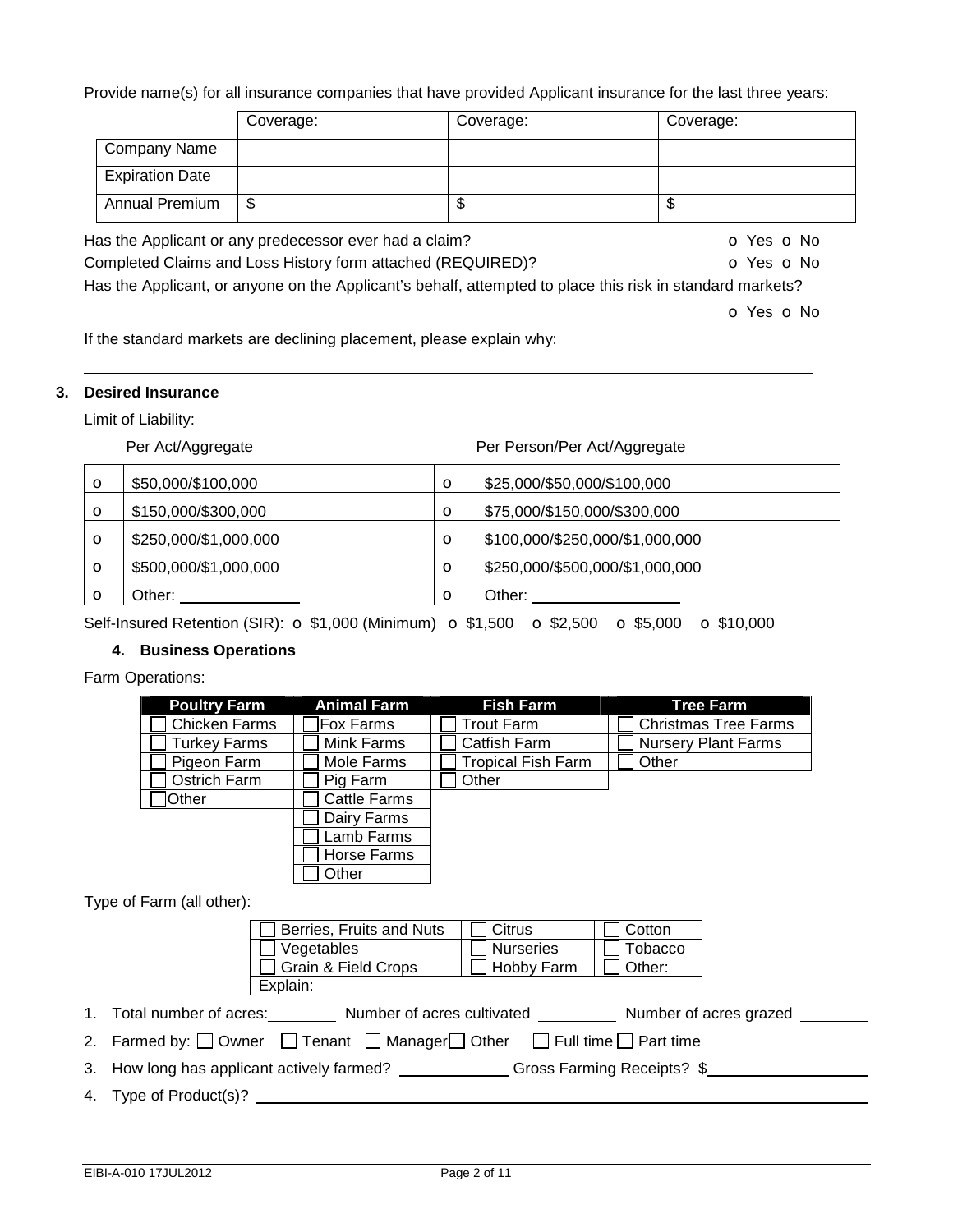Provide name(s) for all insurance companies that have provided Applicant insurance for the last three years:

| | Coverage: | Coverage: | Coverage: |
|---|---|---|---|
| Company Name | | | |
| Expiration Date | | | |
| Annual Premium | $ | $ | $ |

Has the Applicant or any predecessor ever had a claim? o Yes o No

Completed Claims and Loss History form attached (REQUIRED)? o Yes o No

Has the Applicant, or anyone on the Applicant's behalf, attempted to place this risk in standard markets?

o Yes o No

If the standard markets are declining placement, please explain why: ______________________________

______________________________________________________________________________

**3. Desired Insurance**

Limit of Liability:

| | Per Act/Aggregate | | Per Person/Per Act/Aggregate |
|---|---|---|---|
| o | $50,000/$100,000 | o | $25,000/$50,000/$100,000 |
| o | $150,000/$300,000 | o | $75,000/$150,000/$300,000 |
| o | $250,000/$1,000,000 | o | $100,000/$250,000/$1,000,000 |
| o | $500,000/$1,000,000 | o | $250,000/$500,000/$1,000,000 |
| o | Other: ____________ | o | Other: ______________ |

Self-Insured Retention (SIR): o $1,000 (Minimum) o $1,500 o $2,500 o $5,000 o $10,000

**4. Business Operations**

Farm Operations:

| Poultry Farm | Animal Farm | Fish Farm | Tree Farm |
|---|---|---|---|
| ☐ Chicken Farms | ☐ Fox Farms | ☐ Trout Farm | ☐ Christmas Tree Farms |
| ☐ Turkey Farms | ☐ Mink Farms | ☐ Catfish Farm | ☐ Nursery Plant Farms |
| ☐ Pigeon Farm | ☐ Mole Farms | ☐ Tropical Fish Farm | ☐ Other |
| ☐ Ostrich Farm | ☐ Pig Farm | ☐ Other | |
| ☐ Other | ☐ Cattle Farms | | |
| | ☐ Dairy Farms | | |
| | ☐ Lamb Farms | | |
| | ☐ Horse Farms | | |
| | ☐ Other | | |

Type of Farm (all other):

| | | |
|---|---|---|
| ☐ Berries, Fruits and Nuts | ☐ Citrus | ☐ Cotton |
| ☐ Vegetables | ☐ Nurseries | ☐ Tobacco |
| ☐ Grain & Field Crops | ☐ Hobby Farm | ☐ Other: |
| Explain: | | |

1. Total number of acres: ________ Number of acres cultivated ________ Number of acres grazed ________
2. Farmed by: ☐ Owner ☐ Tenant ☐ Manager ☐ Other ☐ Full time ☐ Part time
3. How long has applicant actively farmed? ____________ Gross Farming Receipts? $________________
4. Type of Product(s)? ______________________________________________________________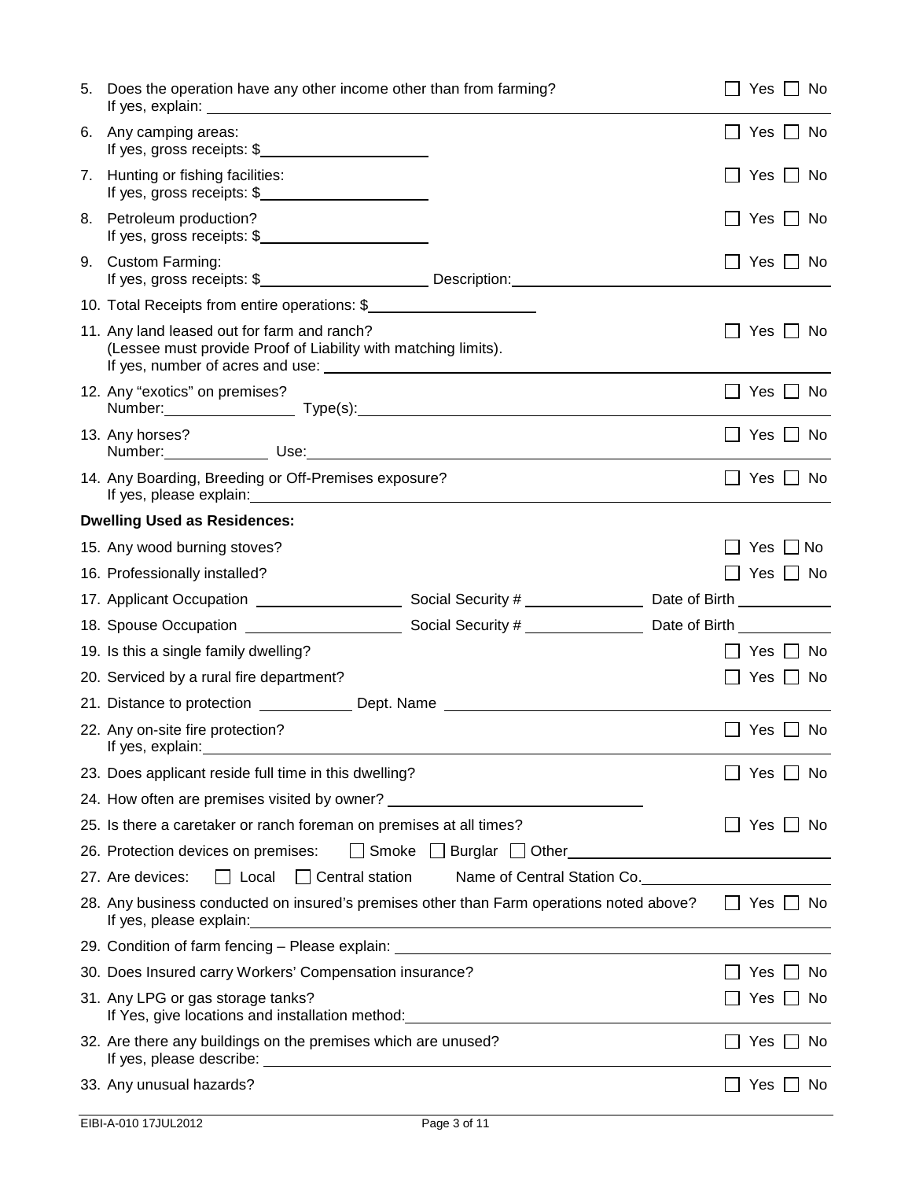5. Does the operation have any other income other than from farming? ☐ Yes ☐ No
   If yes, explain: ______________________________

6. Any camping areas: ☐ Yes ☐ No
   If yes, gross receipts: $____________________

7. Hunting or fishing facilities: ☐ Yes ☐ No
   If yes, gross receipts: $____________________

8. Petroleum production? ☐ Yes ☐ No
   If yes, gross receipts: $____________________

9. Custom Farming: ☐ Yes ☐ No
   If yes, gross receipts: $____________________ Description: ______________________________

10. Total Receipts from entire operations: $____________________

11. Any land leased out for farm and ranch? ☐ Yes ☐ No
    (Lessee must provide Proof of Liability with matching limits).
    If yes, number of acres and use: ______________________________

12. Any "exotics" on premises? ☐ Yes ☐ No
    Number: ______________ Type(s): ______________________________

13. Any horses? ☐ Yes ☐ No
    Number: ______________ Use: ______________________________

14. Any Boarding, Breeding or Off-Premises exposure? ☐ Yes ☐ No
    If yes, please explain: ______________________________

**Dwelling Used as Residences:**

15. Any wood burning stoves? ☐ Yes ☐ No

16. Professionally installed? ☐ Yes ☐ No

17. Applicant Occupation ______________ Social Security # ______________ Date of Birth ______________

18. Spouse Occupation ______________ Social Security # ______________ Date of Birth ______________

19. Is this a single family dwelling? ☐ Yes ☐ No

20. Serviced by a rural fire department? ☐ Yes ☐ No

21. Distance to protection ______________ Dept. Name ______________________________

22. Any on-site fire protection? ☐ Yes ☐ No
    If yes, explain: ______________________________

23. Does applicant reside full time in this dwelling? ☐ Yes ☐ No

24. How often are premises visited by owner? ______________________________

25. Is there a caretaker or ranch foreman on premises at all times? ☐ Yes ☐ No

26. Protection devices on premises: ☐ Smoke ☐ Burglar ☐ Other ______________________________

27. Are devices: ☐ Local ☐ Central station Name of Central Station Co. ______________________________

28. Any business conducted on insured's premises other than Farm operations noted above? ☐ Yes ☐ No
    If yes, please explain: ______________________________

29. Condition of farm fencing – Please explain: ______________________________

30. Does Insured carry Workers' Compensation insurance? ☐ Yes ☐ No

31. Any LPG or gas storage tanks? ☐ Yes ☐ No
    If Yes, give locations and installation method: ______________________________

32. Are there any buildings on the premises which are unused? ☐ Yes ☐ No
    If yes, please describe: ______________________________

33. Any unusual hazards? ☐ Yes ☐ No

EIBI-A-010 17JUL2012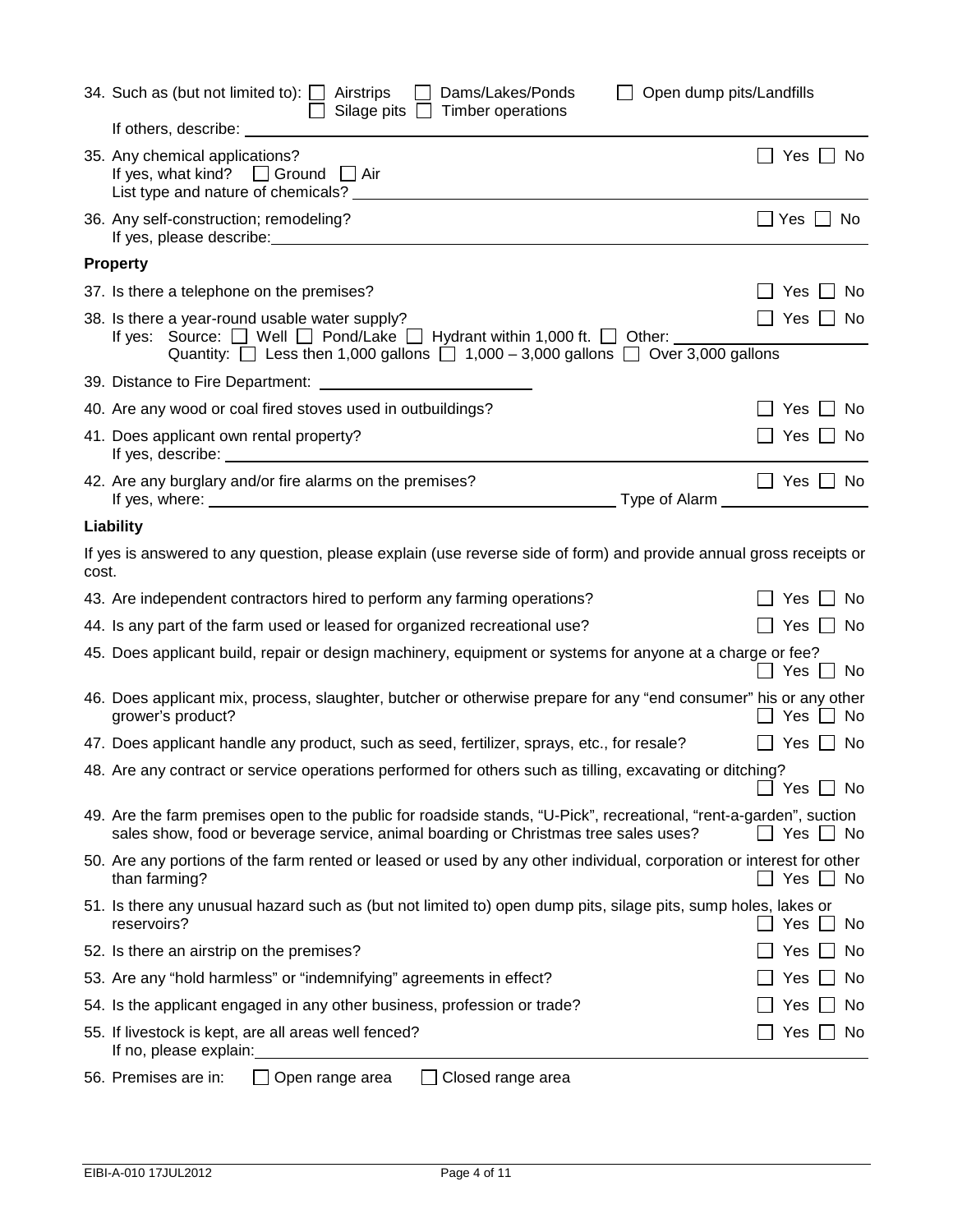34. Such as (but not limited to): ☐ Airstrips ☐ Dams/Lakes/Ponds ☐ Open dump pits/Landfills ☐ Silage pits ☐ Timber operations

    If others, describe: \_\_\_\_\_\_\_\_\_\_\_\_\_\_\_\_\_\_\_\_

35. Any chemical applications? ☐ Yes ☐ No

    If yes, what kind? ☐ Ground ☐ Air

    List type and nature of chemicals? \_\_\_\_\_\_\_\_\_\_\_\_\_\_\_\_\_\_\_\_

36. Any self-construction; remodeling? ☐ Yes ☐ No

    If yes, please describe: \_\_\_\_\_\_\_\_\_\_\_\_\_\_\_\_\_\_\_\_

**Property**

37. Is there a telephone on the premises? ☐ Yes ☐ No

38. Is there a year-round usable water supply? ☐ Yes ☐ No

    If yes: Source: ☐ Well ☐ Pond/Lake ☐ Hydrant within 1,000 ft. ☐ Other: \_\_\_\_\_\_\_\_\_\_

    Quantity: ☐ Less then 1,000 gallons ☐ 1,000 – 3,000 gallons ☐ Over 3,000 gallons

39. Distance to Fire Department: \_\_\_\_\_\_\_\_\_\_\_\_\_\_\_\_\_\_\_\_

40. Are any wood or coal fired stoves used in outbuildings? ☐ Yes ☐ No

41. Does applicant own rental property? ☐ Yes ☐ No

    If yes, describe: \_\_\_\_\_\_\_\_\_\_\_\_\_\_\_\_\_\_\_\_

42. Are any burglary and/or fire alarms on the premises? ☐ Yes ☐ No

    If yes, where: \_\_\_\_\_\_\_\_\_\_\_\_\_\_\_\_\_\_\_\_ Type of Alarm \_\_\_\_\_\_\_\_\_\_

**Liability**

If yes is answered to any question, please explain (use reverse side of form) and provide annual gross receipts or cost.

43. Are independent contractors hired to perform any farming operations? ☐ Yes ☐ No

44. Is any part of the farm used or leased for organized recreational use? ☐ Yes ☐ No

45. Does applicant build, repair or design machinery, equipment or systems for anyone at a charge or fee? ☐ Yes ☐ No

46. Does applicant mix, process, slaughter, butcher or otherwise prepare for any "end consumer" his or any other grower's product? ☐ Yes ☐ No

47. Does applicant handle any product, such as seed, fertilizer, sprays, etc., for resale? ☐ Yes ☐ No

48. Are any contract or service operations performed for others such as tilling, excavating or ditching? ☐ Yes ☐ No

49. Are the farm premises open to the public for roadside stands, "U-Pick", recreational, "rent-a-garden", suction sales show, food or beverage service, animal boarding or Christmas tree sales uses? ☐ Yes ☐ No

50. Are any portions of the farm rented or leased or used by any other individual, corporation or interest for other than farming? ☐ Yes ☐ No

51. Is there any unusual hazard such as (but not limited to) open dump pits, silage pits, sump holes, lakes or reservoirs? ☐ Yes ☐ No

52. Is there an airstrip on the premises? ☐ Yes ☐ No

53. Are any "hold harmless" or "indemnifying" agreements in effect? ☐ Yes ☐ No

54. Is the applicant engaged in any other business, profession or trade? ☐ Yes ☐ No

55. If livestock is kept, are all areas well fenced? ☐ Yes ☐ No

    If no, please explain: \_\_\_\_\_\_\_\_\_\_\_\_\_\_\_\_\_\_\_\_

56. Premises are in: ☐ Open range area ☐ Closed range area

EIBI-A-010 17JUL2012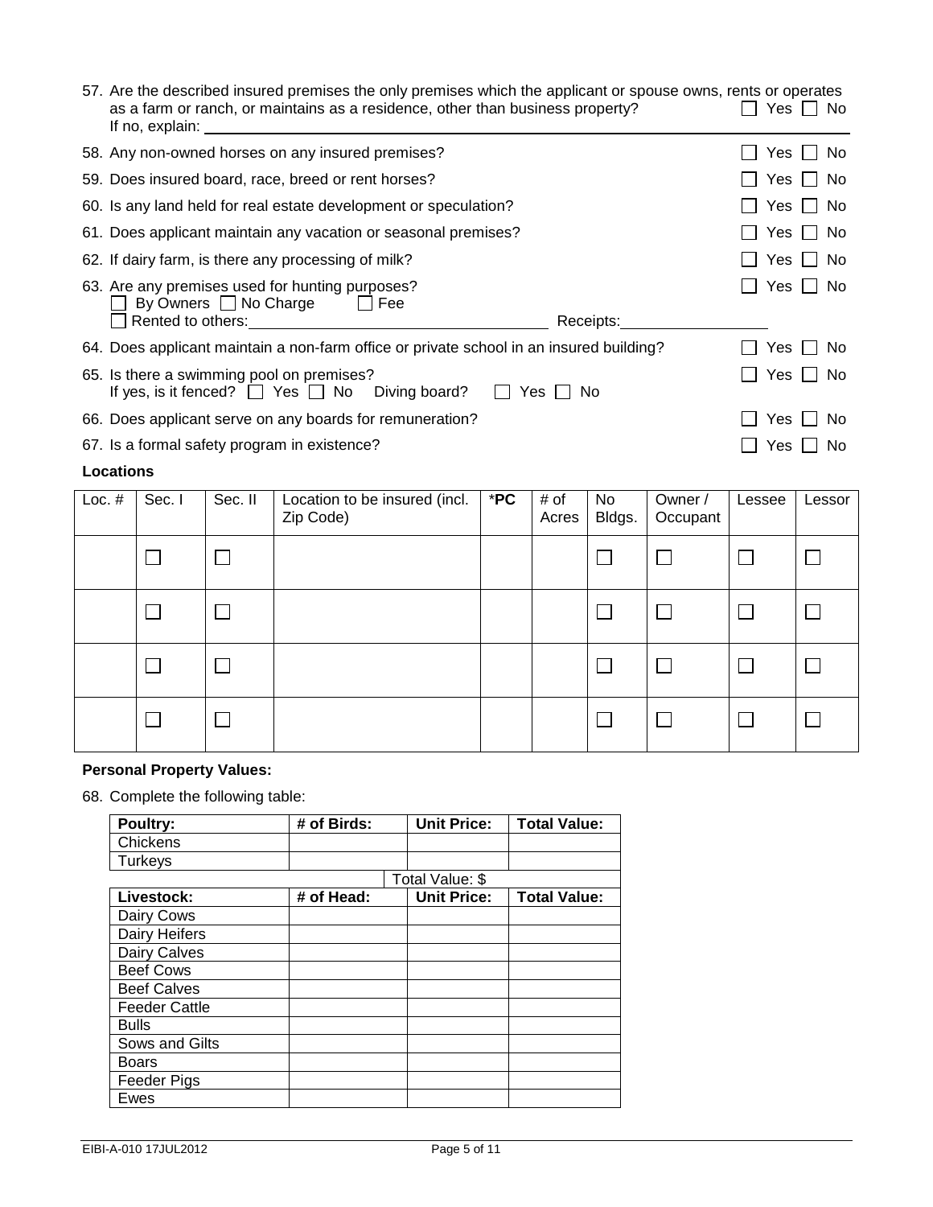57. Are the described insured premises the only premises which the applicant or spouse owns, rents or operates as a farm or ranch, or maintains as a residence, other than business property? ☐ Yes ☐ No
If no, explain: ______________________________

58. Any non-owned horses on any insured premises? ☐ Yes ☐ No

59. Does insured board, race, breed or rent horses? ☐ Yes ☐ No

60. Is any land held for real estate development or speculation? ☐ Yes ☐ No

61. Does applicant maintain any vacation or seasonal premises? ☐ Yes ☐ No

62. If dairy farm, is there any processing of milk? ☐ Yes ☐ No

63. Are any premises used for hunting purposes? ☐ Yes ☐ No
☐ By Owners ☐ No Charge ☐ Fee
☐ Rented to others: ______________________ Receipts: ______________

64. Does applicant maintain a non-farm office or private school in an insured building? ☐ Yes ☐ No

65. Is there a swimming pool on premises? ☐ Yes ☐ No
If yes, is it fenced? ☐ Yes ☐ No Diving board? ☐ Yes ☐ No

66. Does applicant serve on any boards for remuneration? ☐ Yes ☐ No

67. Is a formal safety program in existence? ☐ Yes ☐ No

**Locations**

| Loc. # | Sec. I | Sec. II | Location to be insured (incl. Zip Code) | *PC | # of Acres | No Bldgs. | Owner / Occupant | Lessee | Lessor |
|---|---|---|---|---|---|---|---|---|---|
| | ☐ | ☐ | | | | ☐ | ☐ | ☐ | ☐ |
| | ☐ | ☐ | | | | ☐ | ☐ | ☐ | ☐ |
| | ☐ | ☐ | | | | ☐ | ☐ | ☐ | ☐ |
| | ☐ | ☐ | | | | ☐ | ☐ | ☐ | ☐ |

**Personal Property Values:**

68. Complete the following table:

| Poultry: | # of Birds: | Unit Price: | Total Value: |
|---|---|---|---|
| Chickens | | | |
| Turkeys | | | |
| | | Total Value: $ | |
| **Livestock:** | **# of Head:** | **Unit Price:** | **Total Value:** |
| Dairy Cows | | | |
| Dairy Heifers | | | |
| Dairy Calves | | | |
| Beef Cows | | | |
| Beef Calves | | | |
| Feeder Cattle | | | |
| Bulls | | | |
| Sows and Gilts | | | |
| Boars | | | |
| Feeder Pigs | | | |
| Ewes | | | |

EIBI-A-010 17JUL2012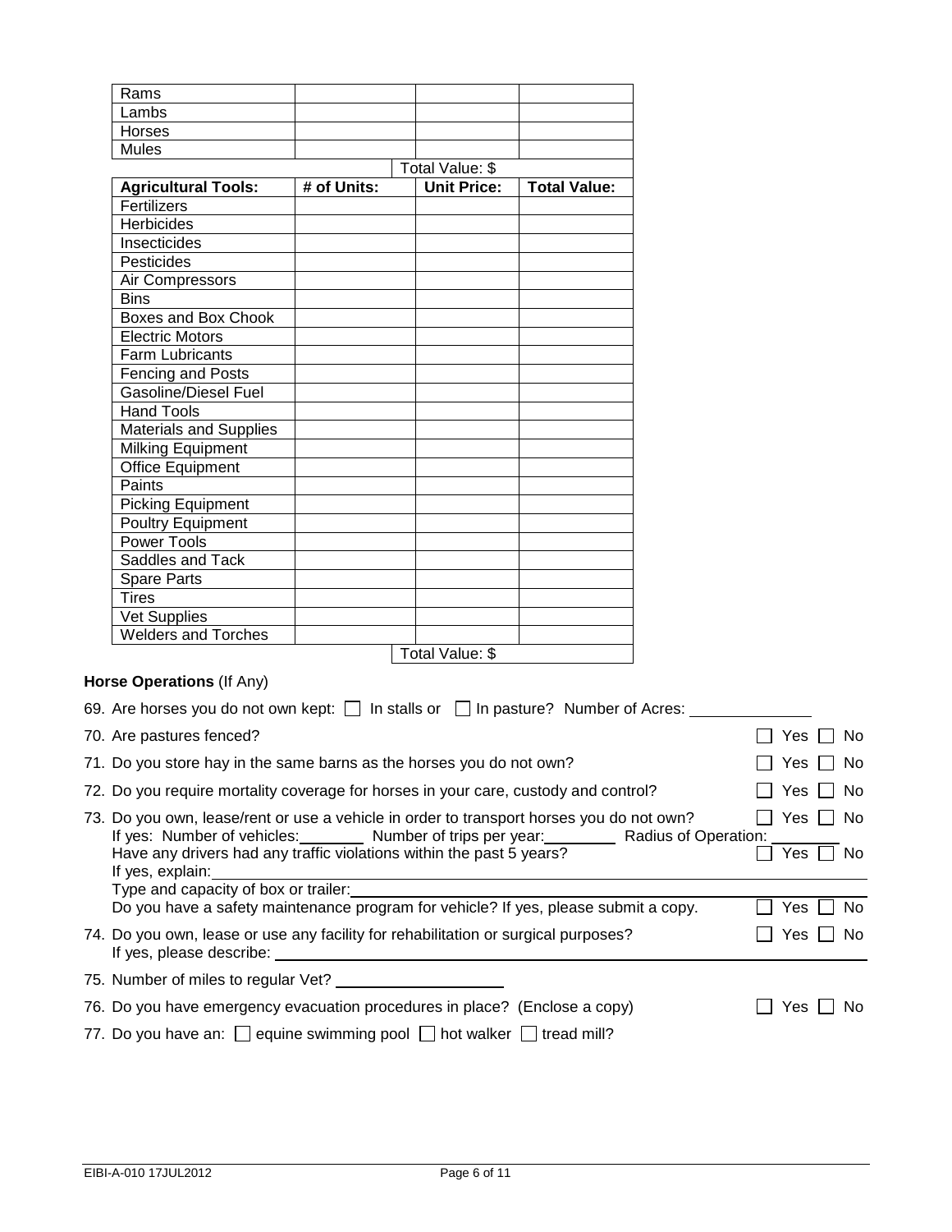| | | | |
|---|---|---|---|
| Rams | | | |
| Lambs | | | |
| Horses | | | |
| Mules | | | |
| | | Total Value: $ | |

| **Agricultural Tools:** | **# of Units:** | **Unit Price:** | **Total Value:** |
|---|---|---|---|
| Fertilizers | | | |
| Herbicides | | | |
| Insecticides | | | |
| Pesticides | | | |
| Air Compressors | | | |
| Bins | | | |
| Boxes and Box Chook | | | |
| Electric Motors | | | |
| Farm Lubricants | | | |
| Fencing and Posts | | | |
| Gasoline/Diesel Fuel | | | |
| Hand Tools | | | |
| Materials and Supplies | | | |
| Milking Equipment | | | |
| Office Equipment | | | |
| Paints | | | |
| Picking Equipment | | | |
| Poultry Equipment | | | |
| Power Tools | | | |
| Saddles and Tack | | | |
| Spare Parts | | | |
| Tires | | | |
| Vet Supplies | | | |
| Welders and Torches | | | |
| | | Total Value: $ | |

**Horse Operations** (If Any)

69. Are horses you do not own kept: ☐ In stalls or ☐ In pasture? Number of Acres: ______________

70. Are pastures fenced? ☐ Yes ☐ No

71. Do you store hay in the same barns as the horses you do not own? ☐ Yes ☐ No

72. Do you require mortality coverage for horses in your care, custody and control? ☐ Yes ☐ No

73. Do you own, lease/rent or use a vehicle in order to transport horses you do not own? ☐ Yes ☐ No
If yes: Number of vehicles:________ Number of trips per year:________ Radius of Operation: ________
Have any drivers had any traffic violations within the past 5 years? ☐ Yes ☐ No
If yes, explain: ______________________________________________________________
Type and capacity of box or trailer: ______________________________________________________________
Do you have a safety maintenance program for vehicle? If yes, please submit a copy. ☐ Yes ☐ No

74. Do you own, lease or use any facility for rehabilitation or surgical purposes? ☐ Yes ☐ No
If yes, please describe: ______________________________________________________________

75. Number of miles to regular Vet? ____________________

76. Do you have emergency evacuation procedures in place? (Enclose a copy) ☐ Yes ☐ No

77. Do you have an: ☐ equine swimming pool ☐ hot walker ☐ tread mill?

EIBI-A-010 17JUL2012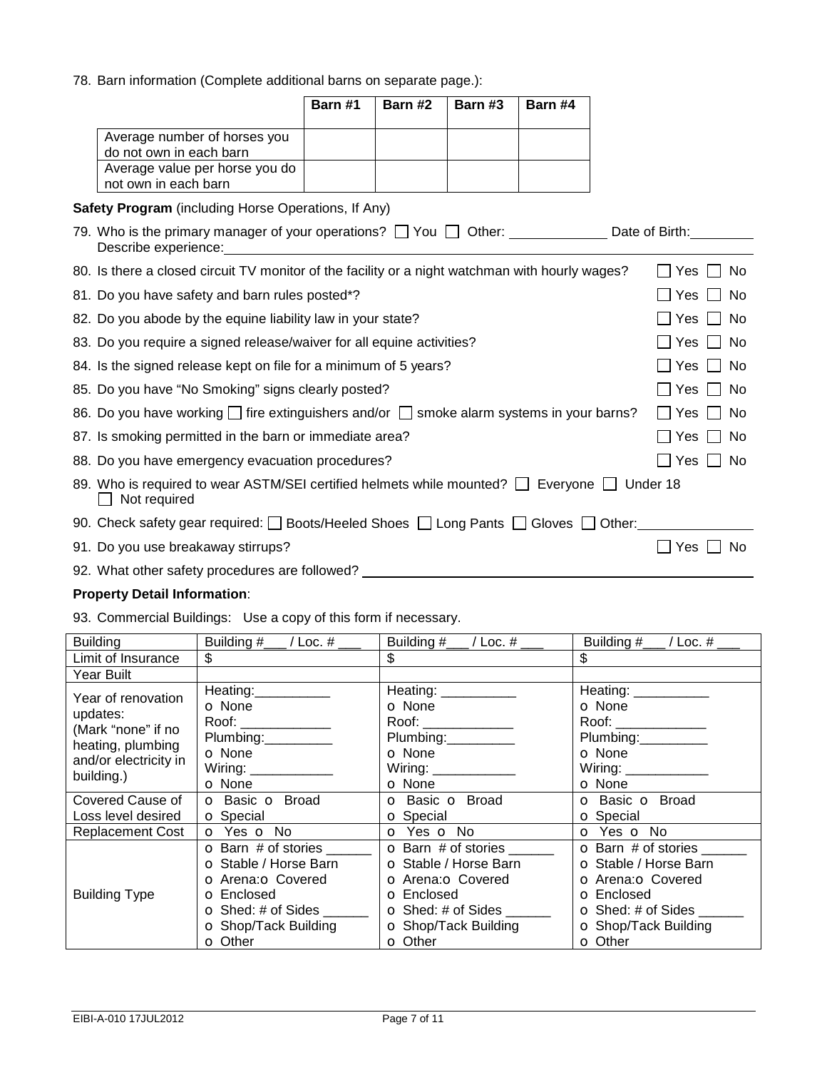78. Barn information (Complete additional barns on separate page.):

| | Barn #1 | Barn #2 | Barn #3 | Barn #4 |
|---|---|---|---|---|
| Average number of horses you do not own in each barn | | | | |
| Average value per horse you do not own in each barn | | | | |

**Safety Program** (including Horse Operations, If Any)

79. Who is the primary manager of your operations? ☐ You ☐ Other: _____________ Date of Birth: _________
Describe experience: ____________________________________________

80. Is there a closed circuit TV monitor of the facility or a night watchman with hourly wages? ☐ Yes ☐ No

81. Do you have safety and barn rules posted*? ☐ Yes ☐ No

82. Do you abode by the equine liability law in your state? ☐ Yes ☐ No

83. Do you require a signed release/waiver for all equine activities? ☐ Yes ☐ No

84. Is the signed release kept on file for a minimum of 5 years? ☐ Yes ☐ No

85. Do you have "No Smoking" signs clearly posted? ☐ Yes ☐ No

86. Do you have working ☐ fire extinguishers and/or ☐ smoke alarm systems in your barns? ☐ Yes ☐ No

87. Is smoking permitted in the barn or immediate area? ☐ Yes ☐ No

88. Do you have emergency evacuation procedures? ☐ Yes ☐ No

89. Who is required to wear ASTM/SEI certified helmets while mounted? ☐ Everyone ☐ Under 18 ☐ Not required

90. Check safety gear required: ☐ Boots/Heeled Shoes ☐ Long Pants ☐ Gloves ☐ Other: _______________

91. Do you use breakaway stirrups? ☐ Yes ☐ No

92. What other safety procedures are followed? ____________________________________________

**Property Detail Information**:

93. Commercial Buildings: Use a copy of this form if necessary.

| Building | Building #___ / Loc. # ___ | Building #___ / Loc. # ___ | Building #___ / Loc. # ___ |
|---|---|---|---|
| Limit of Insurance | $ | $ | $ |
| Year Built | | | |
| Year of renovation updates: (Mark "none" if no heating, plumbing and/or electricity in building.) | Heating: __________ o None<br>Roof: ____________<br>Plumbing: _________ o None<br>Wiring: ___________ o None | Heating: __________ o None<br>Roof: ____________<br>Plumbing: _________ o None<br>Wiring: ___________ o None | Heating: __________ o None<br>Roof: ____________<br>Plumbing: _________ o None<br>Wiring: ___________ o None |
| Covered Cause of Loss level desired | o Basic o Broad<br>o Special | o Basic o Broad<br>o Special | o Basic o Broad<br>o Special |
| Replacement Cost | o Yes o No | o Yes o No | o Yes o No |
| Building Type | o Barn # of stories ______<br>o Stable / Horse Barn<br>o Arena: o Covered<br>o Enclosed<br>o Shed: # of Sides ______<br>o Shop/Tack Building<br>o Other | o Barn # of stories ______<br>o Stable / Horse Barn<br>o Arena: o Covered<br>o Enclosed<br>o Shed: # of Sides ______<br>o Shop/Tack Building<br>o Other | o Barn # of stories ______<br>o Stable / Horse Barn<br>o Arena: o Covered<br>o Enclosed<br>o Shed: # of Sides ______<br>o Shop/Tack Building<br>o Other |

EIBI-A-010 17JUL2012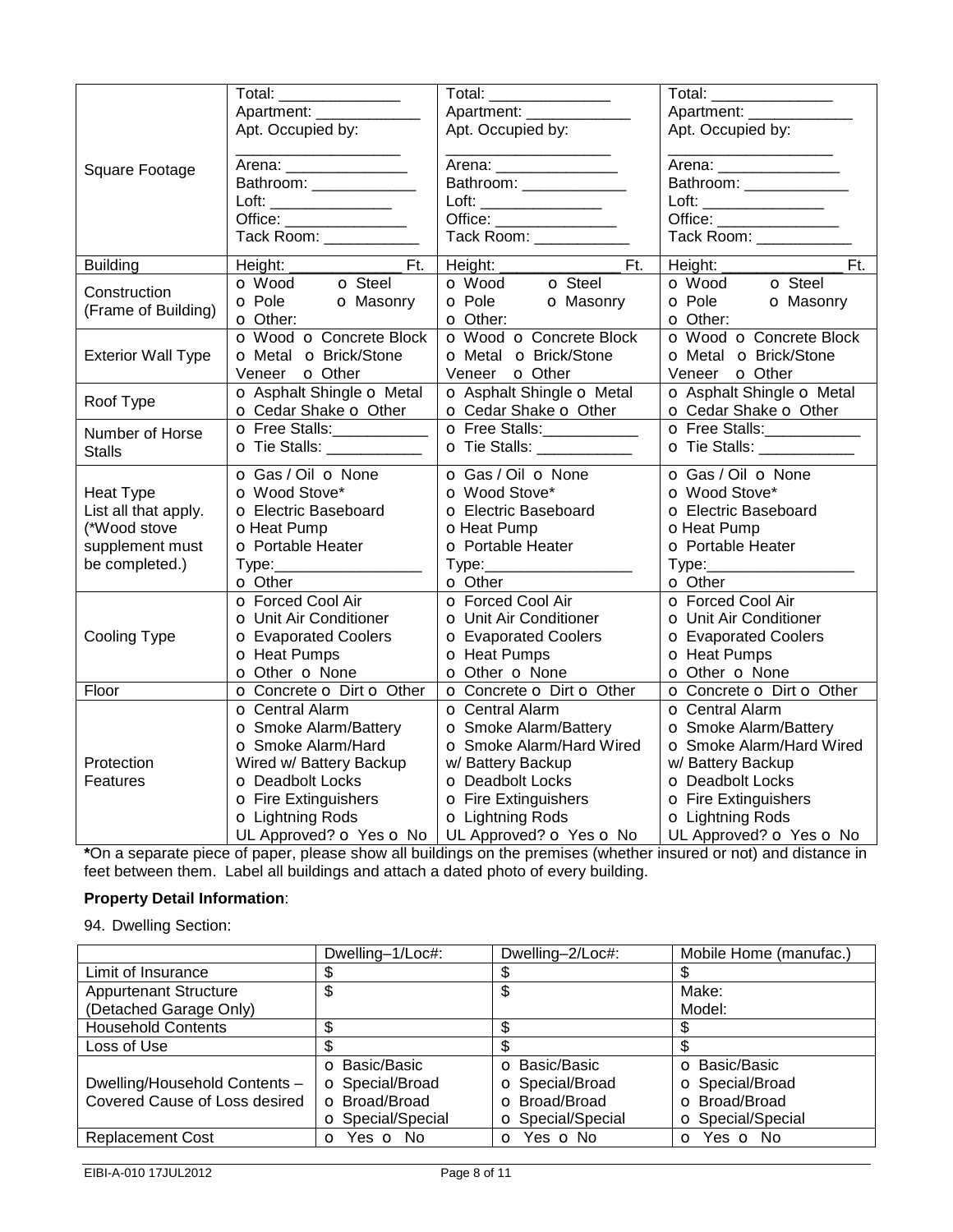| | | | |
|---|---|---|---|
| Square Footage | Total: _______________<br>Apartment: _____________<br>Apt. Occupied by:<br>____________________<br>Arena: _______________<br>Bathroom: _____________<br>Loft: _______________<br>Office: _______________<br>Tack Room: ___________ | Total: _______________<br>Apartment: _____________<br>Apt. Occupied by:<br>____________________<br>Arena: _______________<br>Bathroom: _____________<br>Loft: _______________<br>Office: _______________<br>Tack Room: ___________ | Total: _______________<br>Apartment: _____________<br>Apt. Occupied by:<br>____________________<br>Arena: _______________<br>Bathroom: _____________<br>Loft: _______________<br>Office: _______________<br>Tack Room: ___________ |
| Building | Height: _______________ Ft. | Height: _______________ Ft. | Height: _______________ Ft. |
| Construction (Frame of Building) | o Wood o Steel<br>o Pole o Masonry<br>o Other: | o Wood o Steel<br>o Pole o Masonry<br>o Other: | o Wood o Steel<br>o Pole o Masonry<br>o Other: |
| Exterior Wall Type | o Wood o Concrete Block<br>o Metal o Brick/Stone Veneer o Other | o Wood o Concrete Block<br>o Metal o Brick/Stone Veneer o Other | o Wood o Concrete Block<br>o Metal o Brick/Stone Veneer o Other |
| Roof Type | o Asphalt Shingle o Metal<br>o Cedar Shake o Other | o Asphalt Shingle o Metal<br>o Cedar Shake o Other | o Asphalt Shingle o Metal<br>o Cedar Shake o Other |
| Number of Horse Stalls | o Free Stalls:___________<br>o Tie Stalls: ___________ | o Free Stalls:___________<br>o Tie Stalls: ___________ | o Free Stalls:___________<br>o Tie Stalls: ___________ |
| Heat Type<br>List all that apply.<br>(*Wood stove supplement must be completed.) | o Gas / Oil o None<br>o Wood Stove*<br>o Electric Baseboard<br>o Heat Pump<br>o Portable Heater<br>Type:_________________<br>o Other | o Gas / Oil o None<br>o Wood Stove*<br>o Electric Baseboard<br>o Heat Pump<br>o Portable Heater<br>Type:_________________<br>o Other | o Gas / Oil o None<br>o Wood Stove*<br>o Electric Baseboard<br>o Heat Pump<br>o Portable Heater<br>Type:_________________<br>o Other |
| Cooling Type | o Forced Cool Air<br>o Unit Air Conditioner<br>o Evaporated Coolers<br>o Heat Pumps<br>o Other o None | o Forced Cool Air<br>o Unit Air Conditioner<br>o Evaporated Coolers<br>o Heat Pumps<br>o Other o None | o Forced Cool Air<br>o Unit Air Conditioner<br>o Evaporated Coolers<br>o Heat Pumps<br>o Other o None |
| Floor | o Concrete o Dirt o Other | o Concrete o Dirt o Other | o Concrete o Dirt o Other |
| Protection Features | o Central Alarm<br>o Smoke Alarm/Battery<br>o Smoke Alarm/Hard Wired w/ Battery Backup<br>o Deadbolt Locks<br>o Fire Extinguishers<br>o Lightning Rods<br>UL Approved? o Yes o No | o Central Alarm<br>o Smoke Alarm/Battery<br>o Smoke Alarm/Hard Wired w/ Battery Backup<br>o Deadbolt Locks<br>o Fire Extinguishers<br>o Lightning Rods<br>UL Approved? o Yes o No | o Central Alarm<br>o Smoke Alarm/Battery<br>o Smoke Alarm/Hard Wired w/ Battery Backup<br>o Deadbolt Locks<br>o Fire Extinguishers<br>o Lightning Rods<br>UL Approved? o Yes o No |

***On a separate piece of paper, please show all buildings on the premises (whether insured or not) and distance in feet between them. Label all buildings and attach a dated photo of every building.**

**Property Detail Information**:

94. Dwelling Section:

| | Dwelling–1/Loc#: | Dwelling–2/Loc#: | Mobile Home (manufac.) |
|---|---|---|---|
| Limit of Insurance | $ | $ | $ |
| Appurtenant Structure (Detached Garage Only) | $ | $ | Make:<br>Model: |
| Household Contents | $ | $ | $ |
| Loss of Use | $ | $ | $ |
| Dwelling/Household Contents – Covered Cause of Loss desired | o Basic/Basic<br>o Special/Broad<br>o Broad/Broad<br>o Special/Special | o Basic/Basic<br>o Special/Broad<br>o Broad/Broad<br>o Special/Special | o Basic/Basic<br>o Special/Broad<br>o Broad/Broad<br>o Special/Special |
| Replacement Cost | o Yes o No | o Yes o No | o Yes o No |

EIBI-A-010 17JUL2012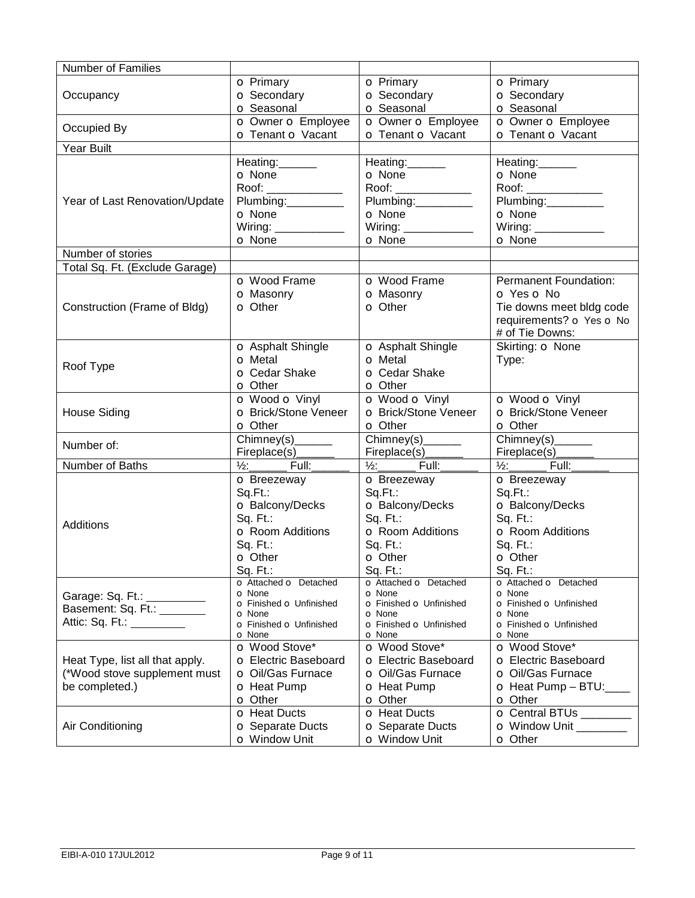| Number of Families | | | |
|---|---|---|---|
| Occupancy | o Primary<br>o Secondary<br>o Seasonal | o Primary<br>o Secondary<br>o Seasonal | o Primary<br>o Secondary<br>o Seasonal |
| Occupied By | o Owner o Employee<br>o Tenant o Vacant | o Owner o Employee<br>o Tenant o Vacant | o Owner o Employee<br>o Tenant o Vacant |
| Year Built | | | |
| Year of Last Renovation/Update | Heating:______<br>o None<br>Roof: ____________<br>Plumbing:_________<br>o None<br>Wiring: ___________<br>o None | Heating:______<br>o None<br>Roof: ____________<br>Plumbing:_________<br>o None<br>Wiring: ___________<br>o None | Heating:______<br>o None<br>Roof: ____________<br>Plumbing:_________<br>o None<br>Wiring: ___________<br>o None |
| Number of stories | | | |
| Total Sq. Ft. (Exclude Garage) | | | |
| Construction (Frame of Bldg) | o Wood Frame<br>o Masonry<br>o Other | o Wood Frame<br>o Masonry<br>o Other | Permanent Foundation:<br>o Yes o No<br>Tie downs meet bldg code requirements? o Yes o No<br># of Tie Downs: |
| Roof Type | o Asphalt Shingle<br>o Metal<br>o Cedar Shake<br>o Other | o Asphalt Shingle<br>o Metal<br>o Cedar Shake<br>o Other | Skirting: o None<br>Type: |
| House Siding | o Wood o Vinyl<br>o Brick/Stone Veneer<br>o Other | o Wood o Vinyl<br>o Brick/Stone Veneer<br>o Other | o Wood o Vinyl<br>o Brick/Stone Veneer<br>o Other |
| Number of: | Chimney(s)______<br>Fireplace(s)______ | Chimney(s)______<br>Fireplace(s)______ | Chimney(s)______<br>Fireplace(s)______ |
| Number of Baths | ½:______ Full:______ | ½:______ Full:______ | ½:______ Full:______ |
| Additions | o Breezeway<br>Sq.Ft.:<br>o Balcony/Decks<br>Sq. Ft.:<br>o Room Additions<br>Sq. Ft.:<br>o Other<br>Sq. Ft.: | o Breezeway<br>Sq.Ft.:<br>o Balcony/Decks<br>Sq. Ft.:<br>o Room Additions<br>Sq. Ft.:<br>o Other<br>Sq. Ft.: | o Breezeway<br>Sq.Ft.:<br>o Balcony/Decks<br>Sq. Ft.:<br>o Room Additions<br>Sq. Ft.:<br>o Other<br>Sq. Ft.: |
| Garage: Sq. Ft.: __________<br>Basement: Sq. Ft.: ________<br>Attic: Sq. Ft.: _________ | o Attached o Detached<br>o None<br>o Finished o Unfinished<br>o None<br>o Finished o Unfinished<br>o None | o Attached o Detached<br>o None<br>o Finished o Unfinished<br>o None<br>o Finished o Unfinished<br>o None | o Attached o Detached<br>o None<br>o Finished o Unfinished<br>o None<br>o Finished o Unfinished<br>o None |
| Heat Type, list all that apply. (*Wood stove supplement must be completed.) | o Wood Stove*<br>o Electric Baseboard<br>o Oil/Gas Furnace<br>o Heat Pump<br>o Other | o Wood Stove*<br>o Electric Baseboard<br>o Oil/Gas Furnace<br>o Heat Pump<br>o Other | o Wood Stove*<br>o Electric Baseboard<br>o Oil/Gas Furnace<br>o Heat Pump – BTU:____<br>o Other |
| Air Conditioning | o Heat Ducts<br>o Separate Ducts<br>o Window Unit | o Heat Ducts<br>o Separate Ducts<br>o Window Unit | o Central BTUs ________<br>o Window Unit ________<br>o Other |

EIBI-A-010 17JUL2012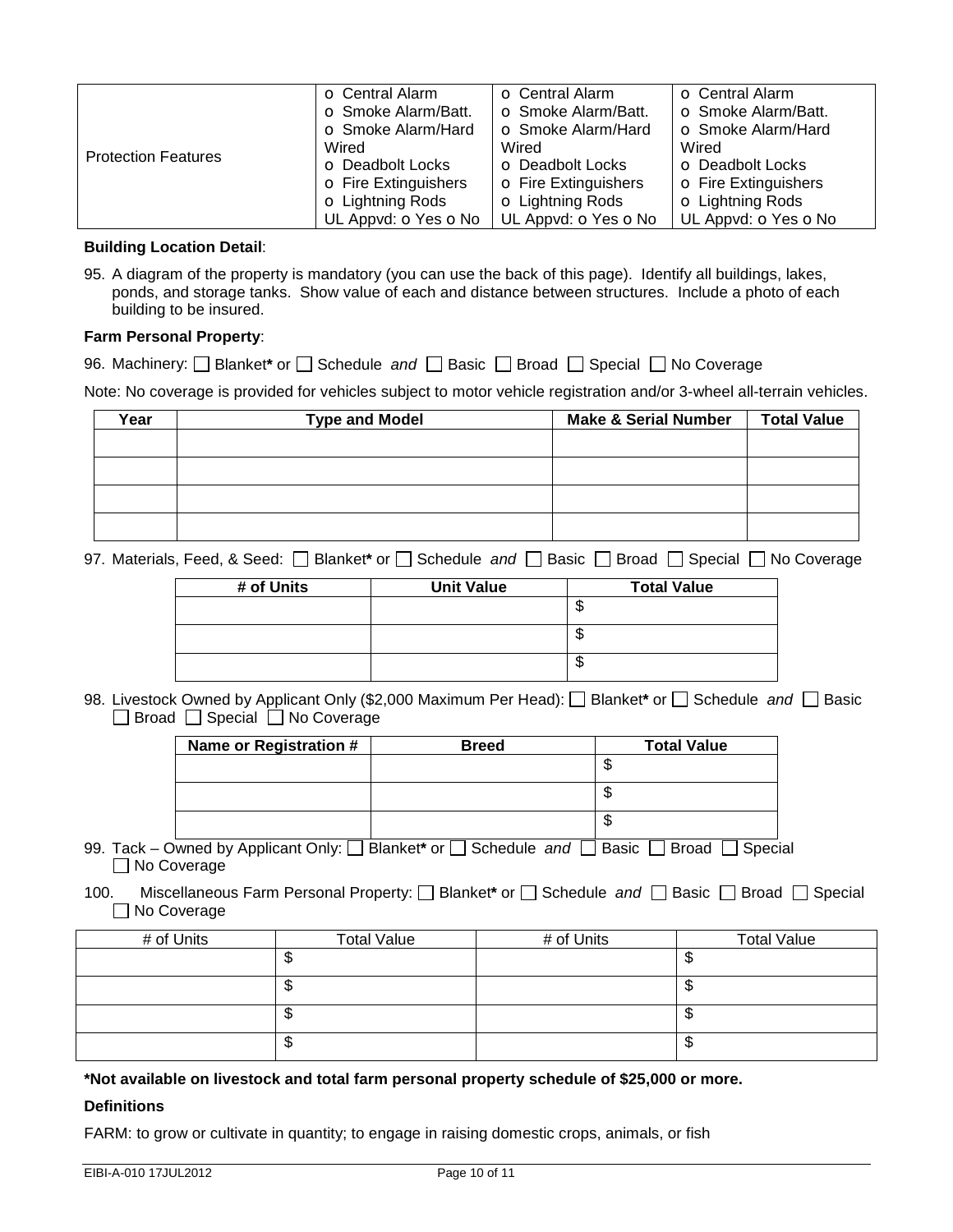| Protection Features | o Central Alarm<br>o Smoke Alarm/Batt.<br>o Smoke Alarm/Hard Wired<br>o Deadbolt Locks<br>o Fire Extinguishers<br>o Lightning Rods<br>UL Appvd: o Yes o No | o Central Alarm<br>o Smoke Alarm/Batt.<br>o Smoke Alarm/Hard Wired<br>o Deadbolt Locks<br>o Fire Extinguishers<br>o Lightning Rods<br>UL Appvd: o Yes o No | o Central Alarm<br>o Smoke Alarm/Batt.<br>o Smoke Alarm/Hard Wired<br>o Deadbolt Locks<br>o Fire Extinguishers<br>o Lightning Rods<br>UL Appvd: o Yes o No |
|---|---|---|---|

**Building Location Detail**:

95. A diagram of the property is mandatory (you can use the back of this page). Identify all buildings, lakes, ponds, and storage tanks. Show value of each and distance between structures. Include a photo of each building to be insured.

**Farm Personal Property**:

96. Machinery: ☐ Blanket**\*** or ☐ Schedule *and* ☐ Basic ☐ Broad ☐ Special ☐ No Coverage

Note: No coverage is provided for vehicles subject to motor vehicle registration and/or 3-wheel all-terrain vehicles.

| Year | Type and Model | Make & Serial Number | Total Value |
|---|---|---|---|
| | | | |
| | | | |
| | | | |
| | | | |

97. Materials, Feed, & Seed: ☐ Blanket**\*** or ☐ Schedule *and* ☐ Basic ☐ Broad ☐ Special ☐ No Coverage

| # of Units | Unit Value | Total Value |
|---|---|---|
| | | $ |
| | | $ |
| | | $ |

98. Livestock Owned by Applicant Only ($2,000 Maximum Per Head): ☐ Blanket**\*** or ☐ Schedule *and* ☐ Basic ☐ Broad ☐ Special ☐ No Coverage

| Name or Registration # | Breed | Total Value |
|---|---|---|
| | | $ |
| | | $ |
| | | $ |

99. Tack – Owned by Applicant Only: ☐ Blanket**\*** or ☐ Schedule *and* ☐ Basic ☐ Broad ☐ Special ☐ No Coverage

100. Miscellaneous Farm Personal Property: ☐ Blanket**\*** or ☐ Schedule *and* ☐ Basic ☐ Broad ☐ Special ☐ No Coverage

| # of Units | Total Value | # of Units | Total Value |
|---|---|---|---|
| | $ | | $ |
| | $ | | $ |
| | $ | | $ |
| | $ | | $ |

**\*Not available on livestock and total farm personal property schedule of $25,000 or more.**

**Definitions**

FARM: to grow or cultivate in quantity; to engage in raising domestic crops, animals, or fish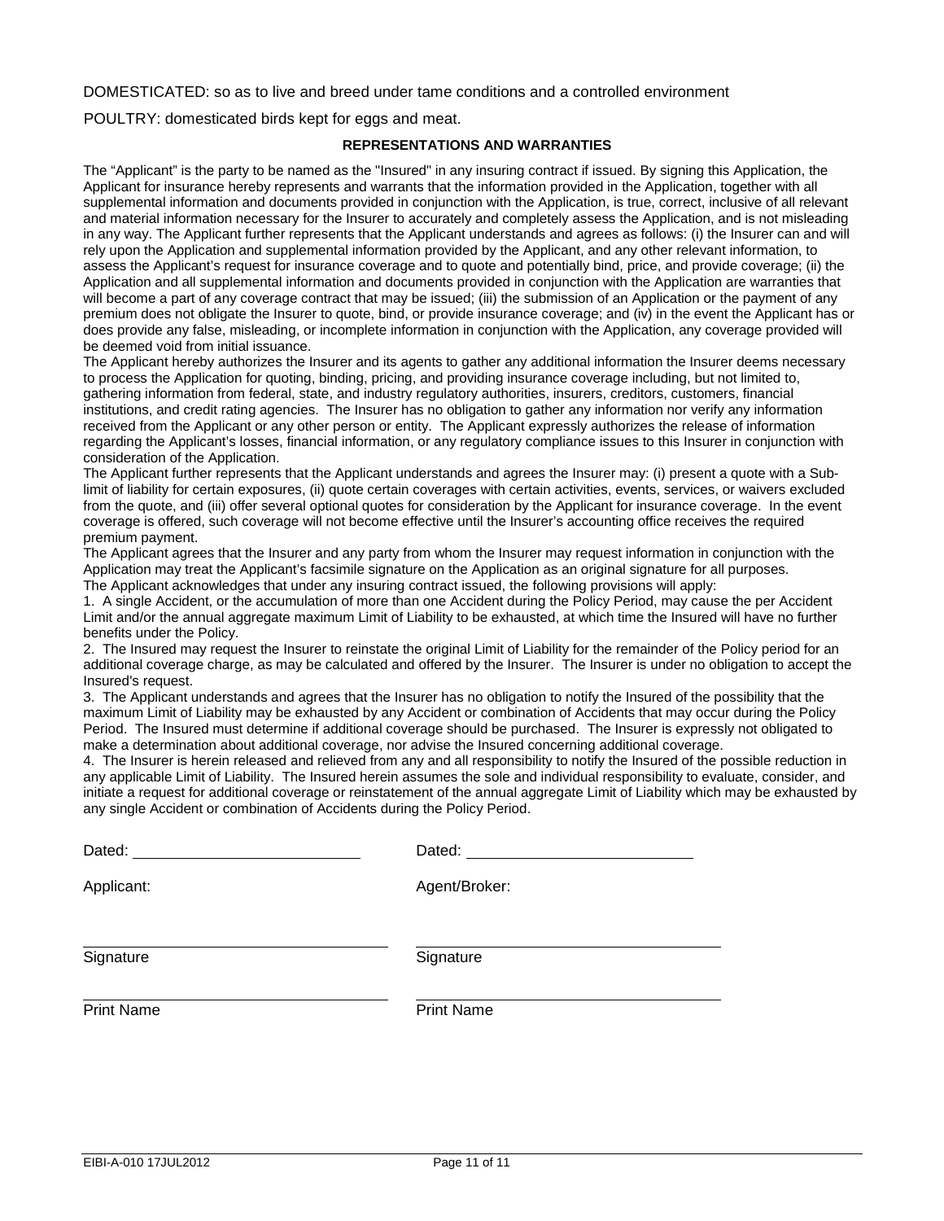DOMESTICATED: so as to live and breed under tame conditions and a controlled environment

POULTRY: domesticated birds kept for eggs and meat.

**REPRESENTATIONS AND WARRANTIES**

The "Applicant" is the party to be named as the "Insured" in any insuring contract if issued. By signing this Application, the Applicant for insurance hereby represents and warrants that the information provided in the Application, together with all supplemental information and documents provided in conjunction with the Application, is true, correct, inclusive of all relevant and material information necessary for the Insurer to accurately and completely assess the Application, and is not misleading in any way. The Applicant further represents that the Applicant understands and agrees as follows: (i) the Insurer can and will rely upon the Application and supplemental information provided by the Applicant, and any other relevant information, to assess the Applicant's request for insurance coverage and to quote and potentially bind, price, and provide coverage; (ii) the Application and all supplemental information and documents provided in conjunction with the Application are warranties that will become a part of any coverage contract that may be issued; (iii) the submission of an Application or the payment of any premium does not obligate the Insurer to quote, bind, or provide insurance coverage; and (iv) in the event the Applicant has or does provide any false, misleading, or incomplete information in conjunction with the Application, any coverage provided will be deemed void from initial issuance.

The Applicant hereby authorizes the Insurer and its agents to gather any additional information the Insurer deems necessary to process the Application for quoting, binding, pricing, and providing insurance coverage including, but not limited to, gathering information from federal, state, and industry regulatory authorities, insurers, creditors, customers, financial institutions, and credit rating agencies. The Insurer has no obligation to gather any information nor verify any information received from the Applicant or any other person or entity. The Applicant expressly authorizes the release of information regarding the Applicant's losses, financial information, or any regulatory compliance issues to this Insurer in conjunction with consideration of the Application.

The Applicant further represents that the Applicant understands and agrees the Insurer may: (i) present a quote with a Sub-limit of liability for certain exposures, (ii) quote certain coverages with certain activities, events, services, or waivers excluded from the quote, and (iii) offer several optional quotes for consideration by the Applicant for insurance coverage. In the event coverage is offered, such coverage will not become effective until the Insurer's accounting office receives the required premium payment.

The Applicant agrees that the Insurer and any party from whom the Insurer may request information in conjunction with the Application may treat the Applicant's facsimile signature on the Application as an original signature for all purposes.

The Applicant acknowledges that under any insuring contract issued, the following provisions will apply:

1. A single Accident, or the accumulation of more than one Accident during the Policy Period, may cause the per Accident Limit and/or the annual aggregate maximum Limit of Liability to be exhausted, at which time the Insured will have no further benefits under the Policy.
2. The Insured may request the Insurer to reinstate the original Limit of Liability for the remainder of the Policy period for an additional coverage charge, as may be calculated and offered by the Insurer. The Insurer is under no obligation to accept the Insured's request.
3. The Applicant understands and agrees that the Insurer has no obligation to notify the Insured of the possibility that the maximum Limit of Liability may be exhausted by any Accident or combination of Accidents that may occur during the Policy Period. The Insured must determine if additional coverage should be purchased. The Insurer is expressly not obligated to make a determination about additional coverage, nor advise the Insured concerning additional coverage.
4. The Insurer is herein released and relieved from any and all responsibility to notify the Insured of the possible reduction in any applicable Limit of Liability. The Insured herein assumes the sole and individual responsibility to evaluate, consider, and initiate a request for additional coverage or reinstatement of the annual aggregate Limit of Liability which may be exhausted by any single Accident or combination of Accidents during the Policy Period.

Dated: ______________________ Dated: ______________________

Applicant: Agent/Broker:

______________________________ ______________________________

Signature Signature

______________________________ ______________________________

Print Name Print Name

EIBI-A-010 17JUL2012